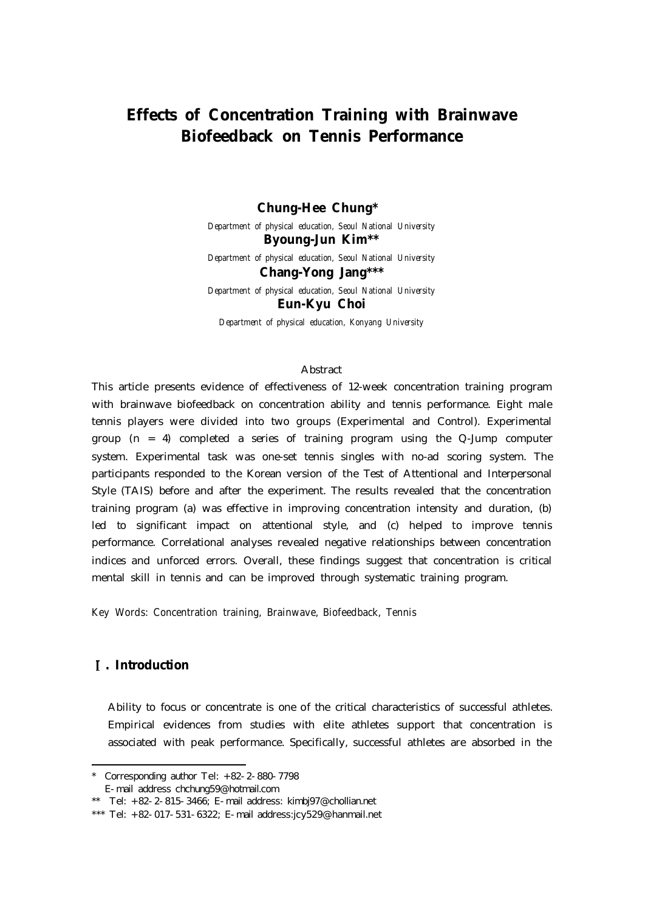# Effects of Concentration Training with Brainwave Biofeedback on Tennis Performance

**Chung-Hee Chung***

Department of physical education, Seoul National University

**Byoung-Jun Kim****

Department of physical education, Seoul National University

**Chang-Yong Jang*****

Department of physical education, Seoul National University

**Eun-Kyu Choi**

Department of physical education, Konyang University

## Abstract

This article presents evidence of effectiveness of 12-week concentration training program with brainwave biofeedback on concentration ability and tennis performance. Eight male tennis players were divided into two groups (Experimental and Control). Experimental group ($n = 4$) completed a series of training program using the Q-Jump computer system. Experimental task was one-set tennis singles with no-ad scoring system. The participants responded to the Korean version of the Test of Attentional and Interpersonal Style (TAIS) before and after the experiment. The results revealed that the concentration training program (a) was effective in improving concentration intensity and duration, (b) led to significant impact on attentional style, and (c) helped to improve tennis performance. Correlational analyses revealed negative relationships between concentration indices and unforced errors. Overall, these findings suggest that concentration is critical mental skill in tennis and can be improved through systematic training program.

*Key Words: Concentration training, Brainwave, Biofeedback, Tennis*

## Ⅰ. Introduction

Ability to focus or concentrate is one of the critical characteristics of successful athletes. Empirical evidences from studies with elite athletes support that concentration is associated with peak performance. Specifically, successful athletes are absorbed in the

---

* Corresponding author Tel: +82-2-880-7798
  E-mail address chchung59@hotmail.com

** Tel: +82-2-815-3466; E-mail address: kimbj97@chollian.net

*** Tel: +82-017-531-6322; E-mail address:jcy529@hanmail.net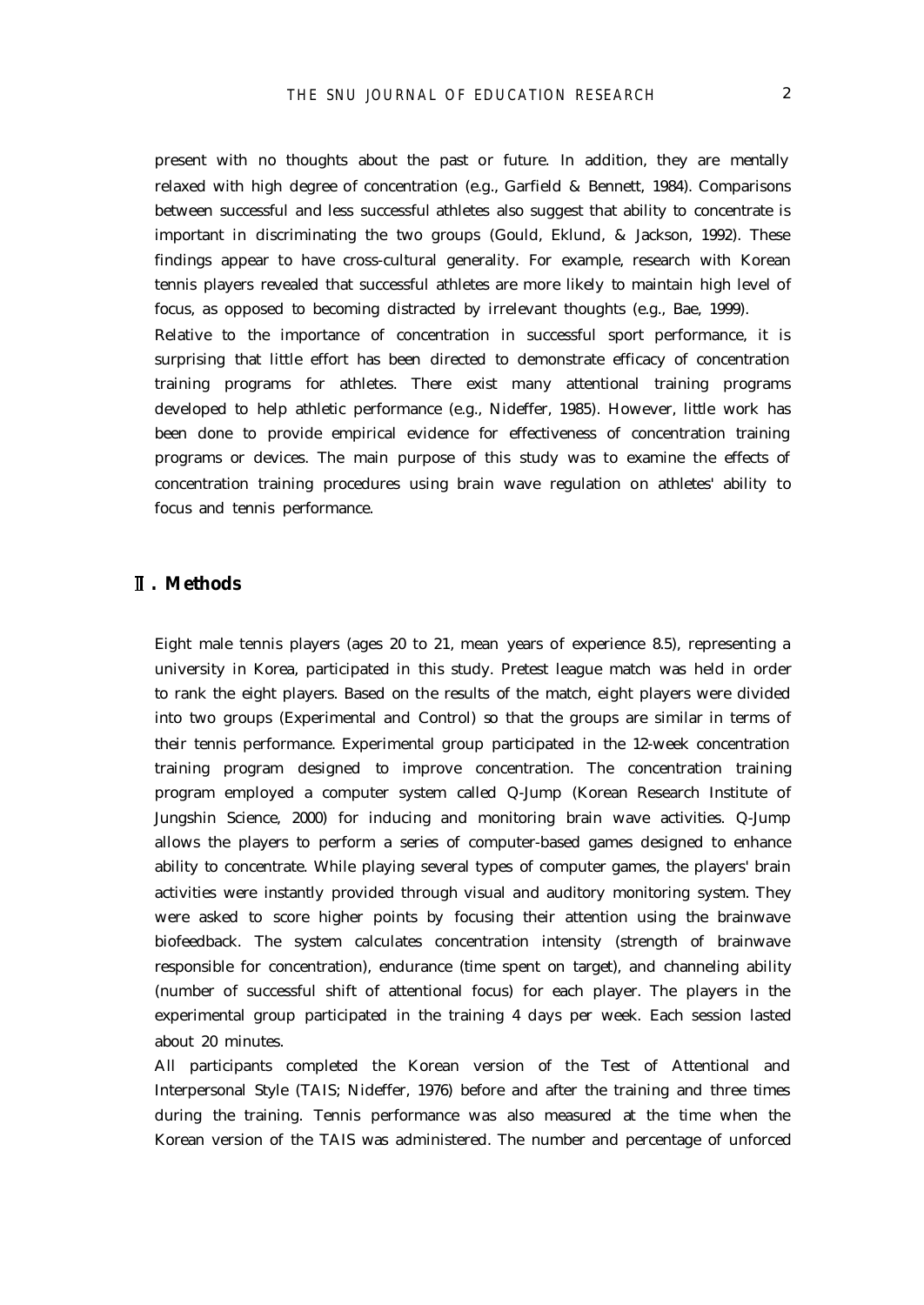present with no thoughts about the past or future. In addition, they are mentally relaxed with high degree of concentration (e.g., Garfield & Bennett, 1984). Comparisons between successful and less successful athletes also suggest that ability to concentrate is important in discriminating the two groups (Gould, Eklund, & Jackson, 1992). These findings appear to have cross-cultural generality. For example, research with Korean tennis players revealed that successful athletes are more likely to maintain high level of focus, as opposed to becoming distracted by irrelevant thoughts (e.g., Bae, 1999).

Relative to the importance of concentration in successful sport performance, it is surprising that little effort has been directed to demonstrate efficacy of concentration training programs for athletes. There exist many attentional training programs developed to help athletic performance (e.g., Nideffer, 1985). However, little work has been done to provide empirical evidence for effectiveness of concentration training programs or devices. The main purpose of this study was to examine the effects of concentration training procedures using brain wave regulation on athletes' ability to focus and tennis performance.

## Ⅱ. Methods

Eight male tennis players (ages 20 to 21, mean years of experience 8.5), representing a university in Korea, participated in this study. Pretest league match was held in order to rank the eight players. Based on the results of the match, eight players were divided into two groups (Experimental and Control) so that the groups are similar in terms of their tennis performance. Experimental group participated in the 12-week concentration training program designed to improve concentration. The concentration training program employed a computer system called Q-Jump (Korean Research Institute of Jungshin Science, 2000) for inducing and monitoring brain wave activities. Q-Jump allows the players to perform a series of computer-based games designed to enhance ability to concentrate. While playing several types of computer games, the players' brain activities were instantly provided through visual and auditory monitoring system. They were asked to score higher points by focusing their attention using the brainwave biofeedback. The system calculates concentration intensity (strength of brainwave responsible for concentration), endurance (time spent on target), and channeling ability (number of successful shift of attentional focus) for each player. The players in the experimental group participated in the training 4 days per week. Each session lasted about 20 minutes.

All participants completed the Korean version of the Test of Attentional and Interpersonal Style (TAIS; Nideffer, 1976) before and after the training and three times during the training. Tennis performance was also measured at the time when the Korean version of the TAIS was administered. The number and percentage of unforced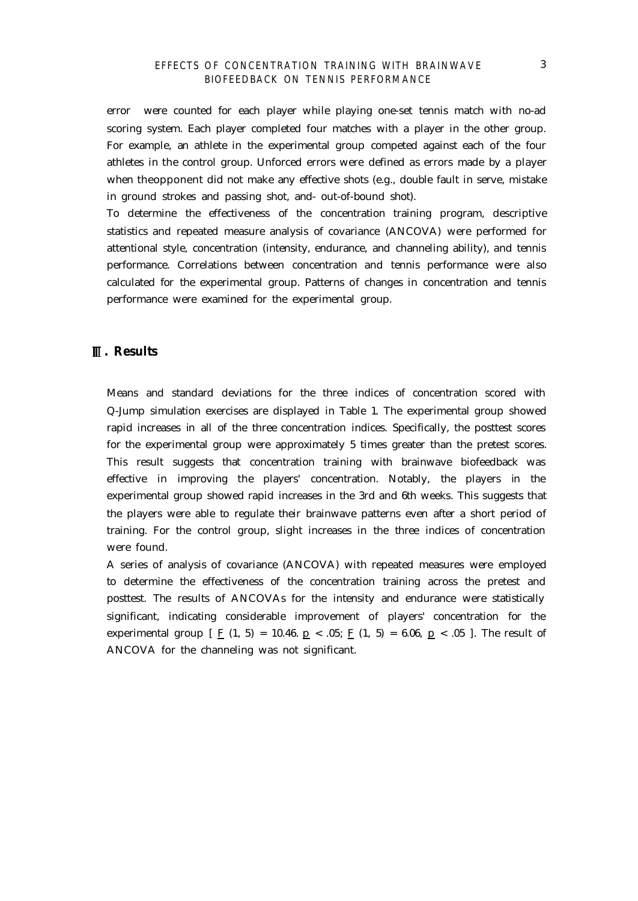error were counted for each player while playing one-set tennis match with no-ad scoring system. Each player completed four matches with a player in the other group. For example, an athlete in the experimental group competed against each of the four athletes in the control group. Unforced errors were defined as errors made by a player when theopponent did not make any effective shots (e.g., double fault in serve, mistake in ground strokes and passing shot, and- out-of-bound shot).

To determine the effectiveness of the concentration training program, descriptive statistics and repeated measure analysis of covariance (ANCOVA) were performed for attentional style, concentration (intensity, endurance, and channeling ability), and tennis performance. Correlations between concentration and tennis performance were also calculated for the experimental group. Patterns of changes in concentration and tennis performance were examined for the experimental group.

## Ⅲ. Results

Means and standard deviations for the three indices of concentration scored with Q-Jump simulation exercises are displayed in Table 1. The experimental group showed rapid increases in all of the three concentration indices. Specifically, the posttest scores for the experimental group were approximately 5 times greater than the pretest scores. This result suggests that concentration training with brainwave biofeedback was effective in improving the players' concentration. Notably, the players in the experimental group showed rapid increases in the 3rd and 6th weeks. This suggests that the players were able to regulate their brainwave patterns even after a short period of training. For the control group, slight increases in the three indices of concentration were found.

A series of analysis of covariance (ANCOVA) with repeated measures were employed to determine the effectiveness of the concentration training across the pretest and posttest. The results of ANCOVAs for the intensity and endurance were statistically significant, indicating considerable improvement of players' concentration for the experimental group [ $F$ $(1, 5) = 10.46$. $p < .05$; $F$ $(1, 5) = 6.06$, $p < .05$ ]. The result of ANCOVA for the channeling was not significant.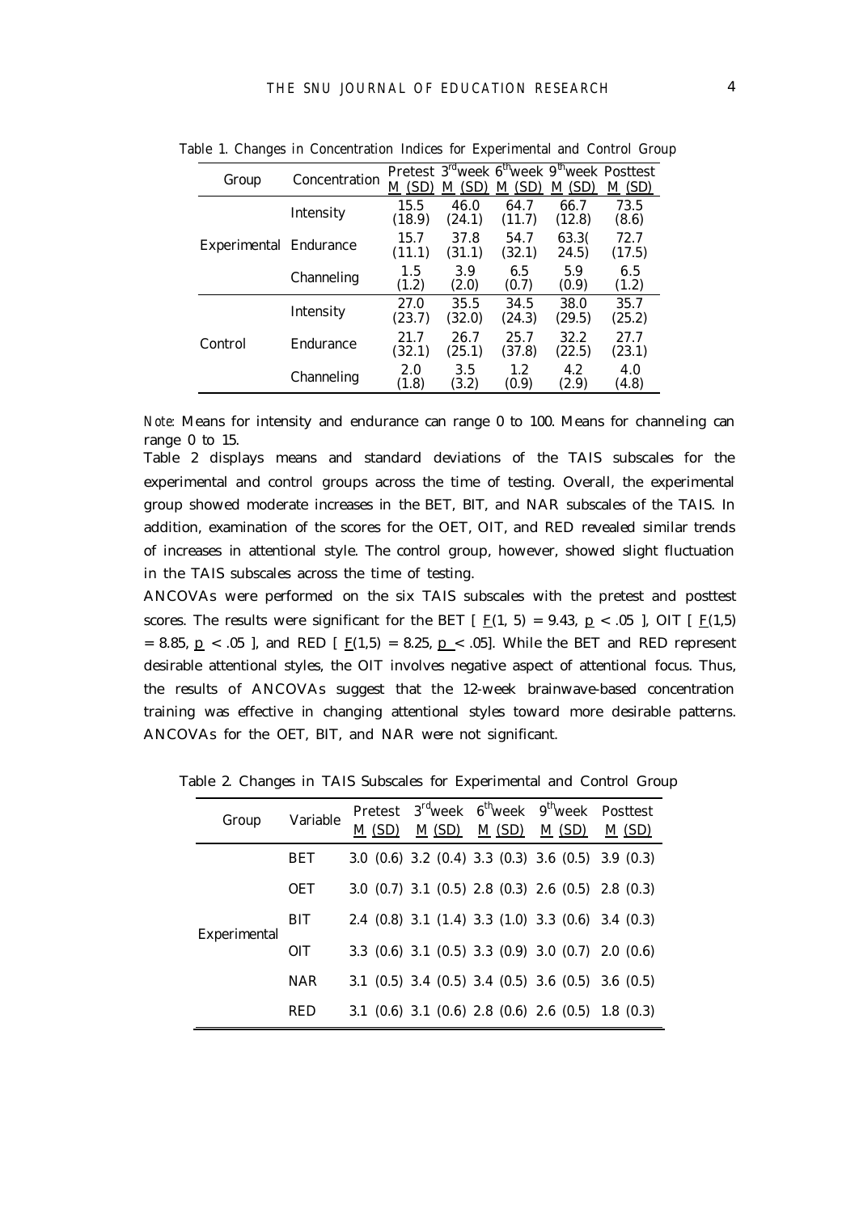Table 1. Changes in Concentration Indices for Experimental and Control Group

| Group | Concentration | Pretest M (SD) | 3rd week M (SD) | 6th week M (SD) | 9th week M (SD) | Posttest M (SD) |
|---|---|---|---|---|---|---|
| Experimental | Intensity | 15.5 (18.9) | 46.0 (24.1) | 64.7 (11.7) | 66.7 (12.8) | 73.5 (8.6) |
| | Endurance | 15.7 (11.1) | 37.8 (31.1) | 54.7 (32.1) | 63.3( 24.5) | 72.7 (17.5) |
| | Channeling | 1.5 (1.2) | 3.9 (2.0) | 6.5 (0.7) | 5.9 (0.9) | 6.5 (1.2) |
| Control | Intensity | 27.0 (23.7) | 35.5 (32.0) | 34.5 (24.3) | 38.0 (29.5) | 35.7 (25.2) |
| | Endurance | 21.7 (32.1) | 26.7 (25.1) | 25.7 (37.8) | 32.2 (22.5) | 27.7 (23.1) |
| | Channeling | 2.0 (1.8) | 3.5 (3.2) | 1.2 (0.9) | 4.2 (2.9) | 4.0 (4.8) |

*Note*: Means for intensity and endurance can range 0 to 100. Means for channeling can range 0 to 15.

Table 2 displays means and standard deviations of the TAIS subscales for the experimental and control groups across the time of testing. Overall, the experimental group showed moderate increases in the BET, BIT, and NAR subscales of the TAIS. In addition, examination of the scores for the OET, OIT, and RED revealed similar trends of increases in attentional style. The control group, however, showed slight fluctuation in the TAIS subscales across the time of testing.

ANCOVAs were performed on the six TAIS subscales with the pretest and posttest scores. The results were significant for the BET [ $F(1, 5) = 9.43$, $p < .05$ ], OIT [ $F(1,5) = 8.85$, $p < .05$ ], and RED [ $F(1,5) = 8.25$, $p < .05$]. While the BET and RED represent desirable attentional styles, the OIT involves negative aspect of attentional focus. Thus, the results of ANCOVAs suggest that the 12-week brainwave-based concentration training was effective in changing attentional styles toward more desirable patterns. ANCOVAs for the OET, BIT, and NAR were not significant.

Table 2. Changes in TAIS Subscales for Experimental and Control Group

| Group | Variable | Pretest M (SD) | 3rd week M (SD) | 6th week M (SD) | 9th week M (SD) | Posttest M (SD) |
|---|---|---|---|---|---|---|
| Experimental | BET | 3.0 (0.6) | 3.2 (0.4) | 3.3 (0.3) | 3.6 (0.5) | 3.9 (0.3) |
| | OET | 3.0 (0.7) | 3.1 (0.5) | 2.8 (0.3) | 2.6 (0.5) | 2.8 (0.3) |
| | BIT | 2.4 (0.8) | 3.1 (1.4) | 3.3 (1.0) | 3.3 (0.6) | 3.4 (0.3) |
| | OIT | 3.3 (0.6) | 3.1 (0.5) | 3.3 (0.9) | 3.0 (0.7) | 2.0 (0.6) |
| | NAR | 3.1 (0.5) | 3.4 (0.5) | 3.4 (0.5) | 3.6 (0.5) | 3.6 (0.5) |
| | RED | 3.1 (0.6) | 3.1 (0.6) | 2.8 (0.6) | 2.6 (0.5) | 1.8 (0.3) |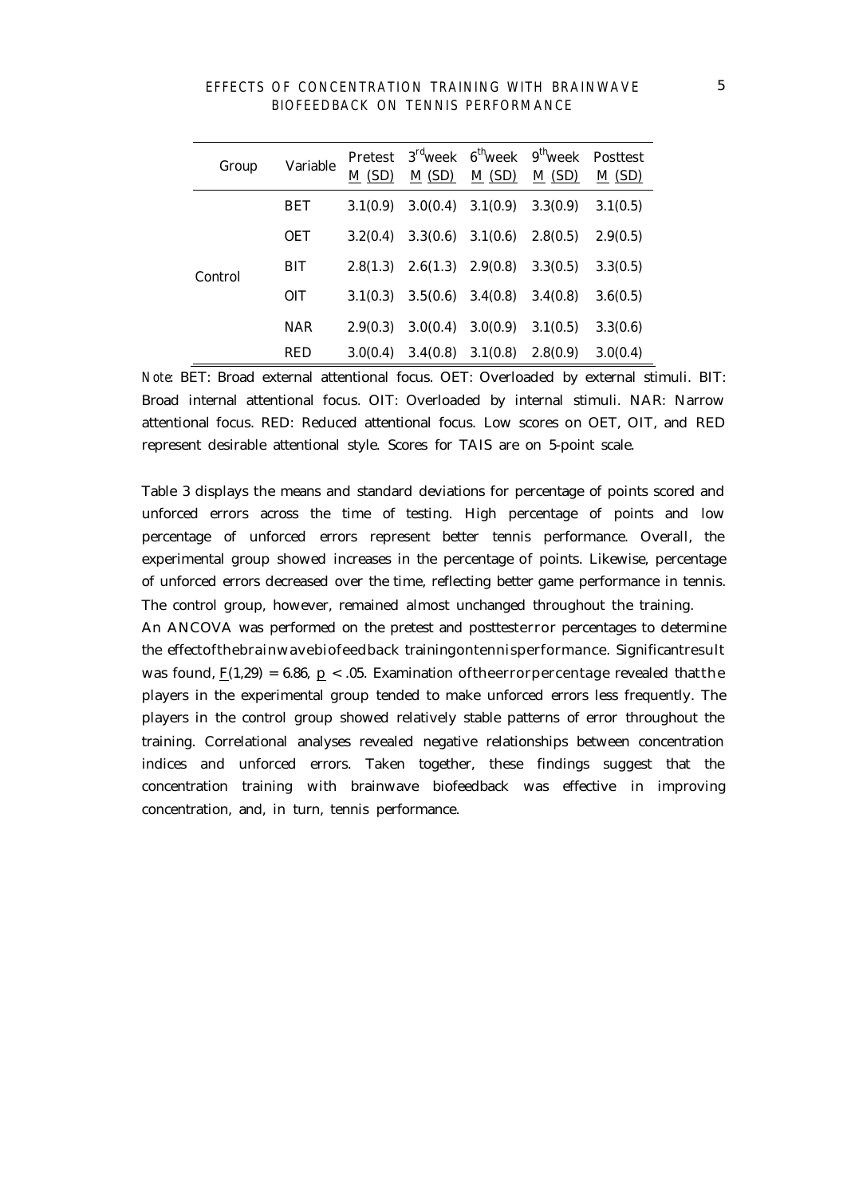| Group | Variable | Pretest M (SD) | 3rd week M (SD) | 6th week M (SD) | 9th week M (SD) | Posttest M (SD) |
|---|---|---|---|---|---|---|
| Control | BET | 3.1(0.9) | 3.0(0.4) | 3.1(0.9) | 3.3(0.9) | 3.1(0.5) |
| | OET | 3.2(0.4) | 3.3(0.6) | 3.1(0.6) | 2.8(0.5) | 2.9(0.5) |
| | BIT | 2.8(1.3) | 2.6(1.3) | 2.9(0.8) | 3.3(0.5) | 3.3(0.5) |
| | OIT | 3.1(0.3) | 3.5(0.6) | 3.4(0.8) | 3.4(0.8) | 3.6(0.5) |
| | NAR | 2.9(0.3) | 3.0(0.4) | 3.0(0.9) | 3.1(0.5) | 3.3(0.6) |
| | RED | 3.0(0.4) | 3.4(0.8) | 3.1(0.8) | 2.8(0.9) | 3.0(0.4) |

*Note*: BET: Broad external attentional focus. OET: Overloaded by external stimuli. BIT: Broad internal attentional focus. OIT: Overloaded by internal stimuli. NAR: Narrow attentional focus. RED: Reduced attentional focus. Low scores on OET, OIT, and RED represent desirable attentional style. Scores for TAIS are on 5-point scale.

Table 3 displays the means and standard deviations for percentage of points scored and unforced errors across the time of testing. High percentage of points and low percentage of unforced errors represent better tennis performance. Overall, the experimental group showed increases in the percentage of points. Likewise, percentage of unforced errors decreased over the time, reflecting better game performance in tennis. The control group, however, remained almost unchanged throughout the training.

An ANCOVA was performed on the pretest and posttest error percentages to determine the effect of the brainwave biofeedback training on tennis performance. Significant result was found, $F(1,29) = 6.86$, $p < .05$. Examination of the error percentage revealed that the players in the experimental group tended to make unforced errors less frequently. The players in the control group showed relatively stable patterns of error throughout the training. Correlational analyses revealed negative relationships between concentration indices and unforced errors. Taken together, these findings suggest that the concentration training with brainwave biofeedback was effective in improving concentration, and, in turn, tennis performance.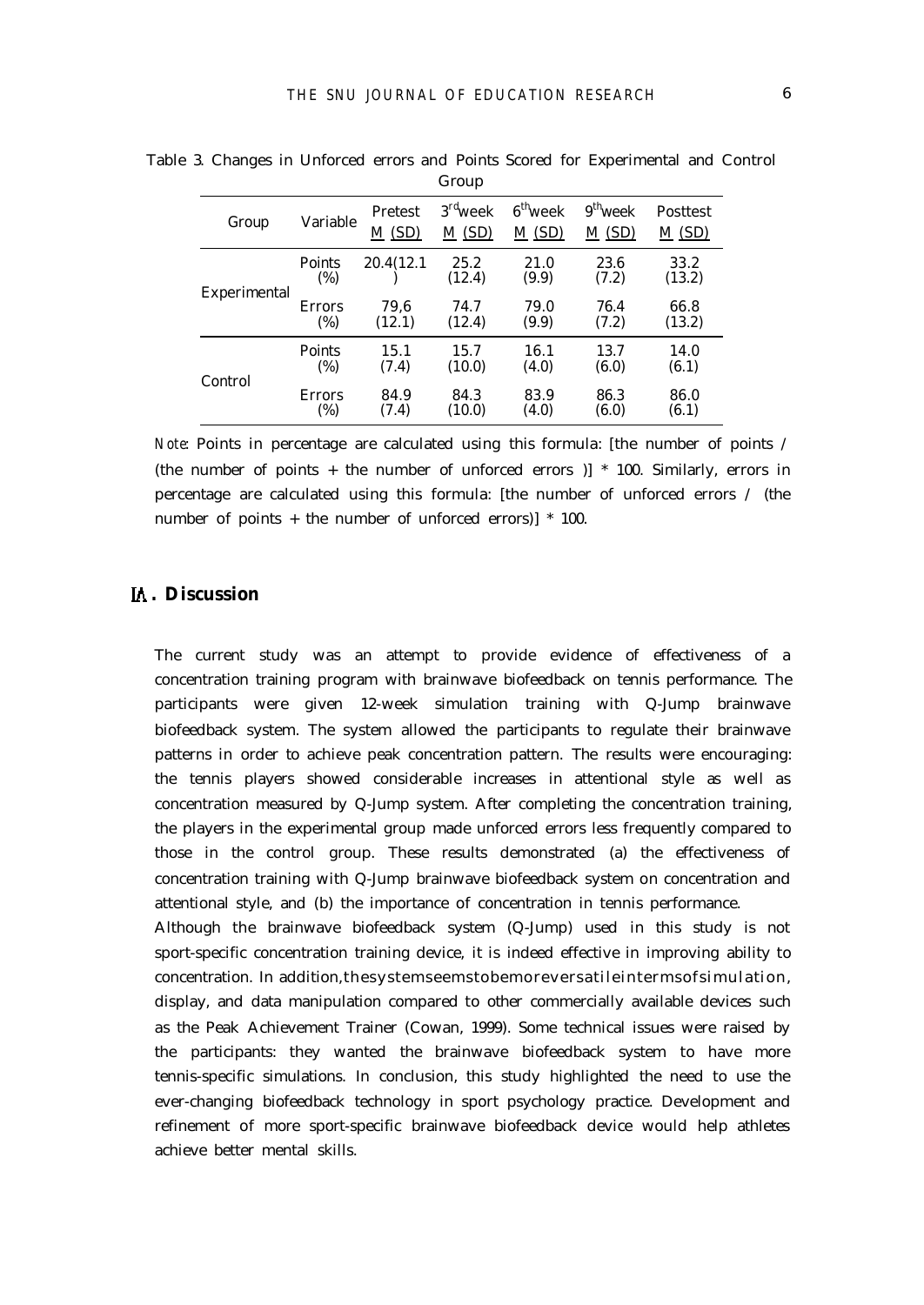Table 3. Changes in Unforced errors and Points Scored for Experimental and Control Group

| Group | Variable | Pretest M (SD) | 3rd week M (SD) | 6th week M (SD) | 9th week M (SD) | Posttest M (SD) |
|---|---|---|---|---|---|---|
| Experimental | Points (%) | 20.4(12.1) | 25.2 (12.4) | 21.0 (9.9) | 23.6 (7.2) | 33.2 (13.2) |
| | Errors (%) | 79,6 (12.1) | 74.7 (12.4) | 79.0 (9.9) | 76.4 (7.2) | 66.8 (13.2) |
| Control | Points (%) | 15.1 (7.4) | 15.7 (10.0) | 16.1 (4.0) | 13.7 (6.0) | 14.0 (6.1) |
| | Errors (%) | 84.9 (7.4) | 84.3 (10.0) | 83.9 (4.0) | 86.3 (6.0) | 86.0 (6.1) |

*Note*: Points in percentage are calculated using this formula: [the number of points / (the number of points + the number of unforced errors )] * 100. Similarly, errors in percentage are calculated using this formula: [the number of unforced errors / (the number of points + the number of unforced errors)] * 100.

## IV. Discussion

The current study was an attempt to provide evidence of effectiveness of a concentration training program with brainwave biofeedback on tennis performance. The participants were given 12-week simulation training with Q-Jump brainwave biofeedback system. The system allowed the participants to regulate their brainwave patterns in order to achieve peak concentration pattern. The results were encouraging: the tennis players showed considerable increases in attentional style as well as concentration measured by Q-Jump system. After completing the concentration training, the players in the experimental group made unforced errors less frequently compared to those in the control group. These results demonstrated (a) the effectiveness of concentration training with Q-Jump brainwave biofeedback system on concentration and attentional style, and (b) the importance of concentration in tennis performance.

Although the brainwave biofeedback system (Q-Jump) used in this study is not sport-specific concentration training device, it is indeed effective in improving ability to concentration. In addition, the system seems to be more versatile in terms of simulation, display, and data manipulation compared to other commercially available devices such as the Peak Achievement Trainer (Cowan, 1999). Some technical issues were raised by the participants: they wanted the brainwave biofeedback system to have more tennis-specific simulations. In conclusion, this study highlighted the need to use the ever-changing biofeedback technology in sport psychology practice. Development and refinement of more sport-specific brainwave biofeedback device would help athletes achieve better mental skills.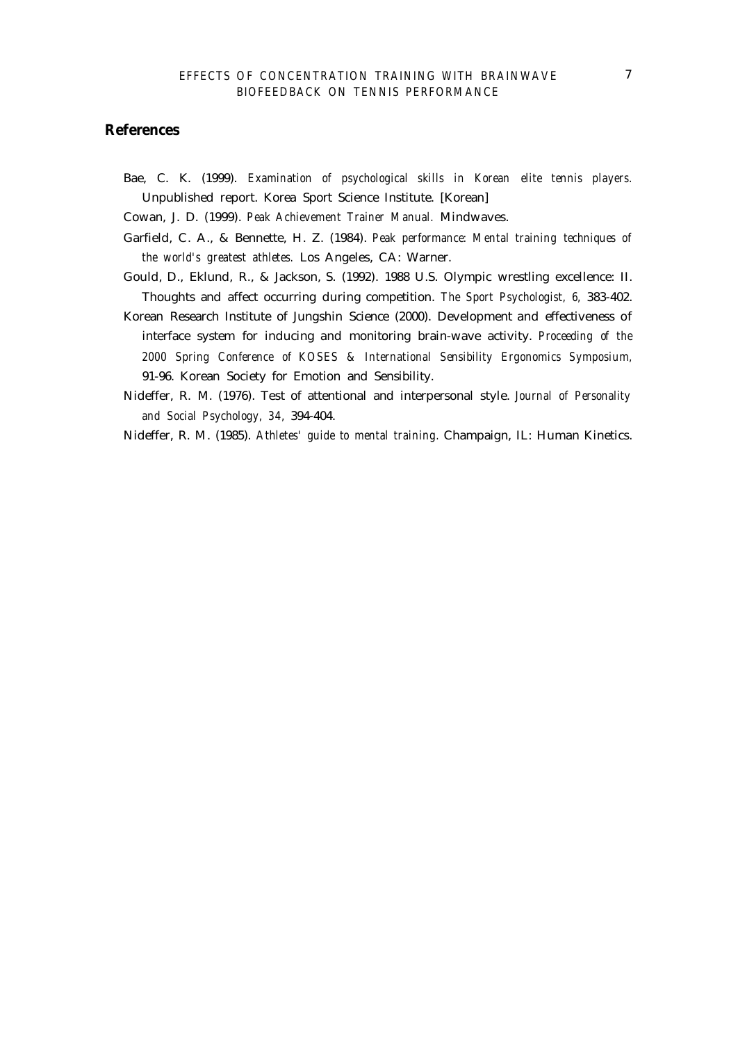## References

Bae, C. K. (1999). *Examination of psychological skills in Korean elite tennis players.* Unpublished report. Korea Sport Science Institute. [Korean]

Cowan, J. D. (1999). *Peak Achievement Trainer Manual.* Mindwaves.

Garfield, C. A., & Bennette, H. Z. (1984). *Peak performance: Mental training techniques of the world's greatest athletes.* Los Angeles, CA: Warner.

Gould, D., Eklund, R., & Jackson, S. (1992). 1988 U.S. Olympic wrestling excellence: II. Thoughts and affect occurring during competition. *The Sport Psychologist, 6,* 383-402.

Korean Research Institute of Jungshin Science (2000). Development and effectiveness of interface system for inducing and monitoring brain-wave activity. *Proceeding of the 2000 Spring Conference of KOSES & International Sensibility Ergonomics Symposium,* 91-96. Korean Society for Emotion and Sensibility.

Nideffer, R. M. (1976). Test of attentional and interpersonal style. *Journal of Personality and Social Psychology, 34,* 394-404.

Nideffer, R. M. (1985). *Athletes' guide to mental training.* Champaign, IL: Human Kinetics.